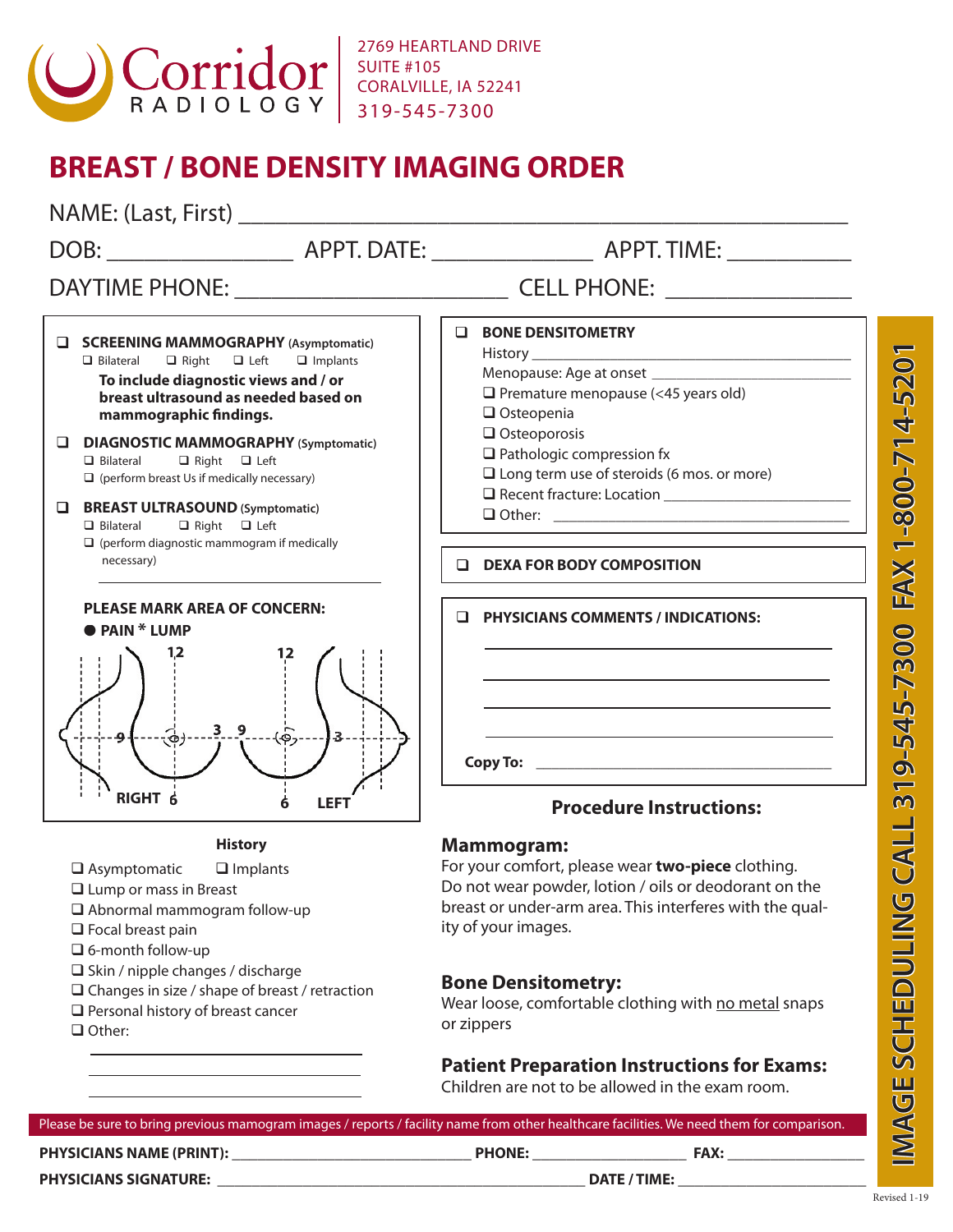**Corridor RADIOLOGY**

2769 HEARTLAND DRIVE
SUITE #105
CORALVILLE, IA 52241
319-545-7300

# BREAST / BONE DENSITY IMAGING ORDER

NAME: (Last, First) ______________________________________________

DOB: ______________ APPT. DATE: ____________ APPT. TIME: __________

DAYTIME PHONE: ______________________ CELL PHONE: _______________

❑ **SCREENING MAMMOGRAPHY** (Asymptomatic)
❑ Bilateral ❑ Right ❑ Left ❑ Implants
**To include diagnostic views and / or breast ultrasound as needed based on mammographic findings.**

❑ **DIAGNOSTIC MAMMOGRAPHY** (Symptomatic)
❑ Bilateral ❑ Right ❑ Left
❑ (perform breast Us if medically necessary)

❑ **BREAST ULTRASOUND** (Symptomatic)
❑ Bilateral ❑ Right ❑ Left
❑ (perform diagnostic mammogram if medically necessary)

______________________________

**PLEASE MARK AREA OF CONCERN:**
● **PAIN** * **LUMP**

12 &nbsp; 3 &nbsp; 9 &nbsp; 6 — **RIGHT** &nbsp;&nbsp; 12 &nbsp; 9 &nbsp; 3 &nbsp; 6 — **LEFT**

**History**

❑ Asymptomatic ❑ Implants
❑ Lump or mass in Breast
❑ Abnormal mammogram follow-up
❑ Focal breast pain
❑ 6-month follow-up
❑ Skin / nipple changes / discharge
❑ Changes in size / shape of breast / retraction
❑ Personal history of breast cancer
❑ Other:

______________________________
______________________________
______________________________

❑ **BONE DENSITOMETRY**
History ______________________________
Menopause: Age at onset ______________________
❑ Premature menopause (<45 years old)
❑ Osteopenia
❑ Osteoporosis
❑ Pathologic compression fx
❑ Long term use of steroids (6 mos. or more)
❑ Recent fracture: Location ____________________
❑ Other: ________________________________

❑ **DEXA FOR BODY COMPOSITION**

❑ **PHYSICIANS COMMENTS / INDICATIONS:**

______________________________
______________________________
______________________________
______________________________

**Copy To:** ______________________________

## Procedure Instructions:

### Mammogram:

For your comfort, please wear **two-piece** clothing. Do not wear powder, lotion / oils or deodorant on the breast or under-arm area. This interferes with the quality of your images.

### Bone Densitometry:

Wear loose, comfortable clothing with no metal snaps or zippers

### Patient Preparation Instructions for Exams:

Children are not to be allowed in the exam room.

Please be sure to bring previous mamogram images / reports / facility name from other healthcare facilities. We need them for comparison.

**PHYSICIANS NAME (PRINT):** ______________________ **PHONE:** ______________ **FAX:** ____________

**PHYSICIANS SIGNATURE:** ________________________________ **DATE / TIME:** ________________

**IMAGE SCHEDULING CALL 319-545-7300 FAX 1-800-714-5201**

Revised 1-19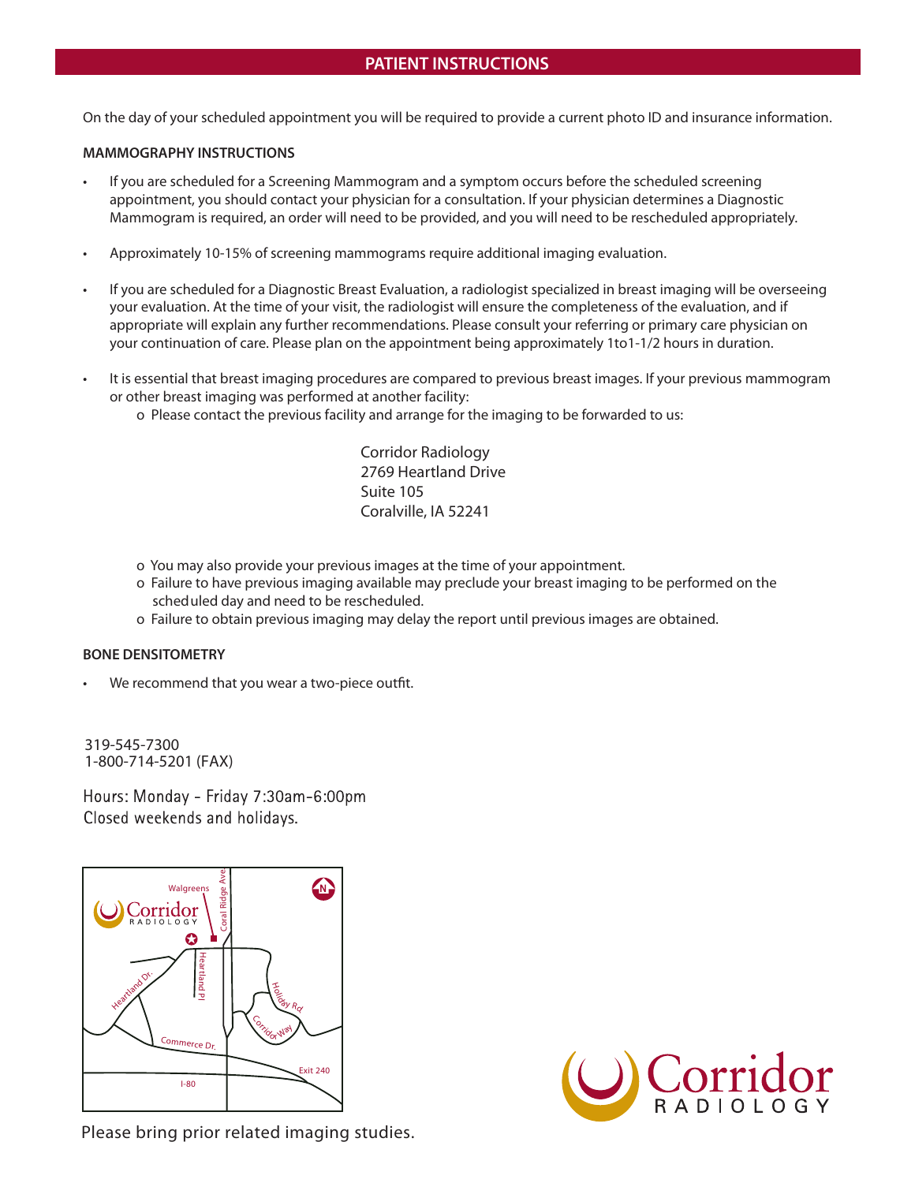## PATIENT INSTRUCTIONS

On the day of your scheduled appointment you will be required to provide a current photo ID and insurance information.

### MAMMOGRAPHY INSTRUCTIONS

- If you are scheduled for a Screening Mammogram and a symptom occurs before the scheduled screening appointment, you should contact your physician for a consultation. If your physician determines a Diagnostic Mammogram is required, an order will need to be provided, and you will need to be rescheduled appropriately.
- Approximately 10-15% of screening mammograms require additional imaging evaluation.
- If you are scheduled for a Diagnostic Breast Evaluation, a radiologist specialized in breast imaging will be overseeing your evaluation. At the time of your visit, the radiologist will ensure the completeness of the evaluation, and if appropriate will explain any further recommendations. Please consult your referring or primary care physician on your continuation of care. Please plan on the appointment being approximately 1to1-1/2 hours in duration.
- It is essential that breast imaging procedures are compared to previous breast images. If your previous mammogram or other breast imaging was performed at another facility:
  - Please contact the previous facility and arrange for the imaging to be forwarded to us:

    Corridor Radiology
    2769 Heartland Drive
    Suite 105
    Coralville, IA 52241

  - You may also provide your previous images at the time of your appointment.
  - Failure to have previous imaging available may preclude your breast imaging to be performed on the scheduled day and need to be rescheduled.
  - Failure to obtain previous imaging may delay the report until previous images are obtained.

### BONE DENSITOMETRY

- We recommend that you wear a two-piece outfit.

319-545-7300
1-800-714-5201 (FAX)

Hours: Monday - Friday 7:30am-6:00pm
Closed weekends and holidays.

Walgreens
Corridor RADIOLOGY
Coral Ridge Ave
N
Heartland Pl
Heartland Dr.
Holiday Rd
Corridor Way
Commerce Dr.
Exit 240
I-80

Please bring prior related imaging studies.

Corridor RADIOLOGY